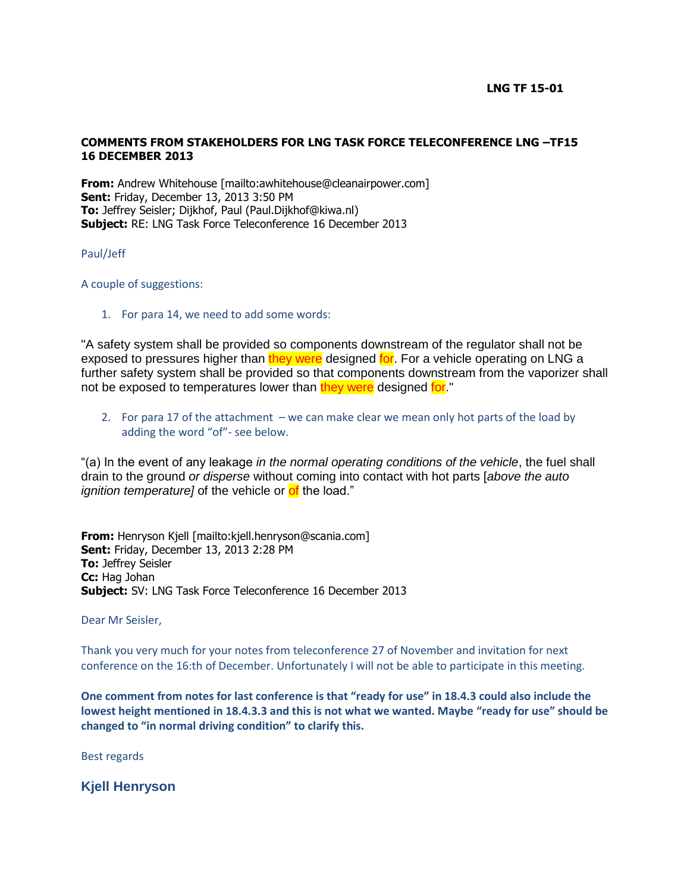**LNG TF 15-01**

**COMMENTS FROM STAKEHOLDERS FOR LNG TASK FORCE TELECONFERENCE LNG –TF15 16 DECEMBER 2013**

**From:** Andrew Whitehouse [mailto:awhitehouse@cleanairpower.com]
**Sent:** Friday, December 13, 2013 3:50 PM
**To:** Jeffrey Seisler; Dijkhof, Paul (Paul.Dijkhof@kiwa.nl)
**Subject:** RE: LNG Task Force Teleconference 16 December 2013

Paul/Jeff

A couple of suggestions:

1. For para 14, we need to add some words:

"A safety system shall be provided so components downstream of the regulator shall not be exposed to pressures higher than they were designed for. For a vehicle operating on LNG a further safety system shall be provided so that components downstream from the vaporizer shall not be exposed to temperatures lower than they were designed for."

2. For para 17 of the attachment – we can make clear we mean only hot parts of the load by adding the word "of"- see below.

"(a) In the event of any leakage *in the normal operating conditions of the vehicle*, the fuel shall drain to the ground *or disperse* without coming into contact with hot parts [*above the auto ignition temperature]* of the vehicle or of the load."

**From:** Henryson Kjell [mailto:kjell.henryson@scania.com]
**Sent:** Friday, December 13, 2013 2:28 PM
**To:** Jeffrey Seisler
**Cc:** Hag Johan
**Subject:** SV: LNG Task Force Teleconference 16 December 2013

Dear Mr Seisler,

Thank you very much for your notes from teleconference 27 of November and invitation for next conference on the 16:th of December. Unfortunately I will not be able to participate in this meeting.

**One comment from notes for last conference is that "ready for use" in 18.4.3 could also include the lowest height mentioned in 18.4.3.3 and this is not what we wanted. Maybe "ready for use" should be changed to "in normal driving condition" to clarify this.**

Best regards

**Kjell Henryson**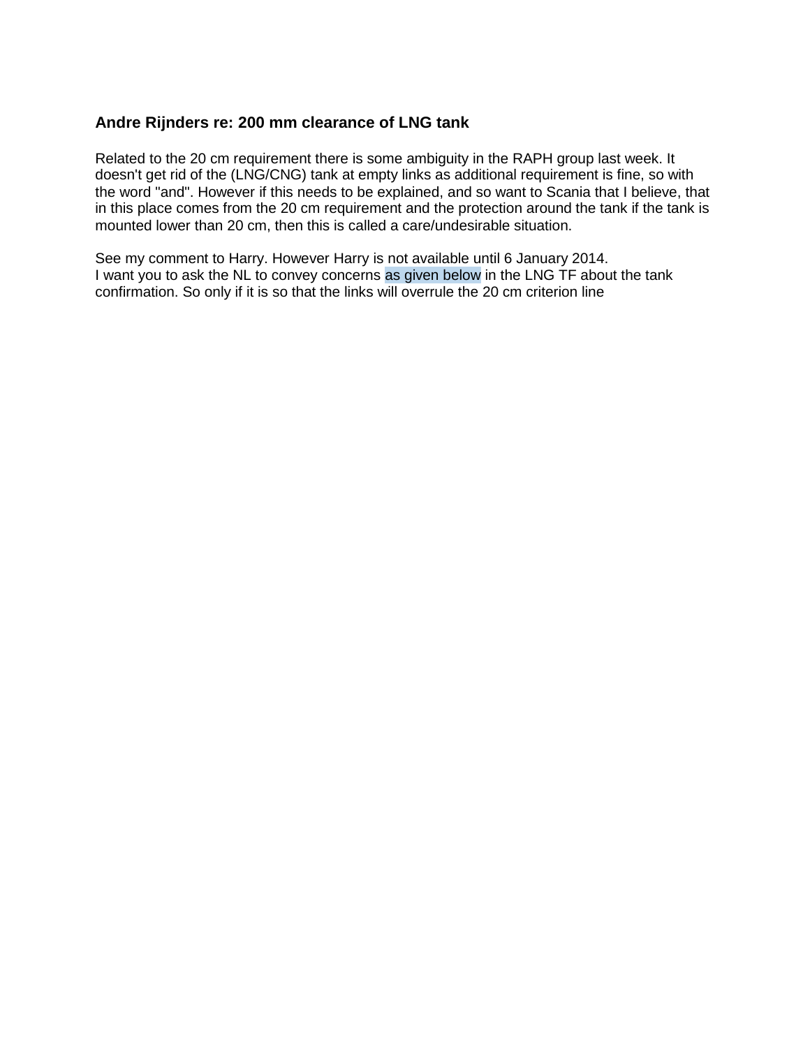### Andre Rijnders re: 200 mm clearance of LNG tank

Related to the 20 cm requirement there is some ambiguity in the RAPH group last week. It doesn't get rid of the (LNG/CNG) tank at empty links as additional requirement is fine, so with the word "and". However if this needs to be explained, and so want to Scania that I believe, that in this place comes from the 20 cm requirement and the protection around the tank if the tank is mounted lower than 20 cm, then this is called a care/undesirable situation.

See my comment to Harry. However Harry is not available until 6 January 2014.
I want you to ask the NL to convey concerns as given below in the LNG TF about the tank confirmation. So only if it is so that the links will overrule the 20 cm criterion line